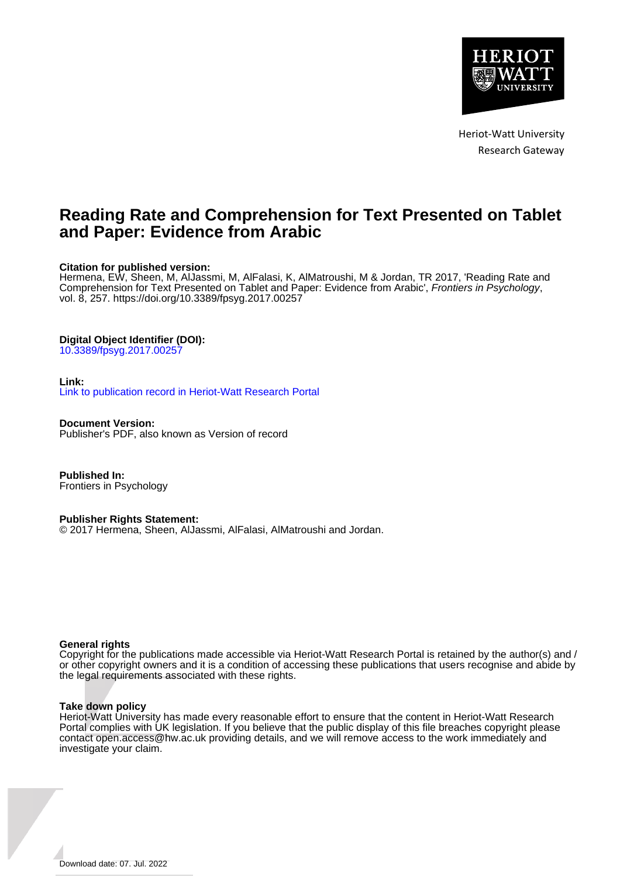Heriot-Watt University
Research Gateway

# Reading Rate and Comprehension for Text Presented on Tablet and Paper: Evidence from Arabic

**Citation for published version:**
Hermena, EW, Sheen, M, AlJassmi, M, AlFalasi, K, AlMatroushi, M & Jordan, TR 2017, 'Reading Rate and Comprehension for Text Presented on Tablet and Paper: Evidence from Arabic', *Frontiers in Psychology*, vol. 8, 257. https://doi.org/10.3389/fpsyg.2017.00257

**Digital Object Identifier (DOI):**
10.3389/fpsyg.2017.00257

**Link:**
Link to publication record in Heriot-Watt Research Portal

**Document Version:**
Publisher's PDF, also known as Version of record

**Published In:**
Frontiers in Psychology

**Publisher Rights Statement:**
© 2017 Hermena, Sheen, AlJassmi, AlFalasi, AlMatroushi and Jordan.

**General rights**
Copyright for the publications made accessible via Heriot-Watt Research Portal is retained by the author(s) and / or other copyright owners and it is a condition of accessing these publications that users recognise and abide by the legal requirements associated with these rights.

**Take down policy**
Heriot-Watt University has made every reasonable effort to ensure that the content in Heriot-Watt Research Portal complies with UK legislation. If you believe that the public display of this file breaches copyright please contact open.access@hw.ac.uk providing details, and we will remove access to the work immediately and investigate your claim.

Download date: 07. Jul. 2022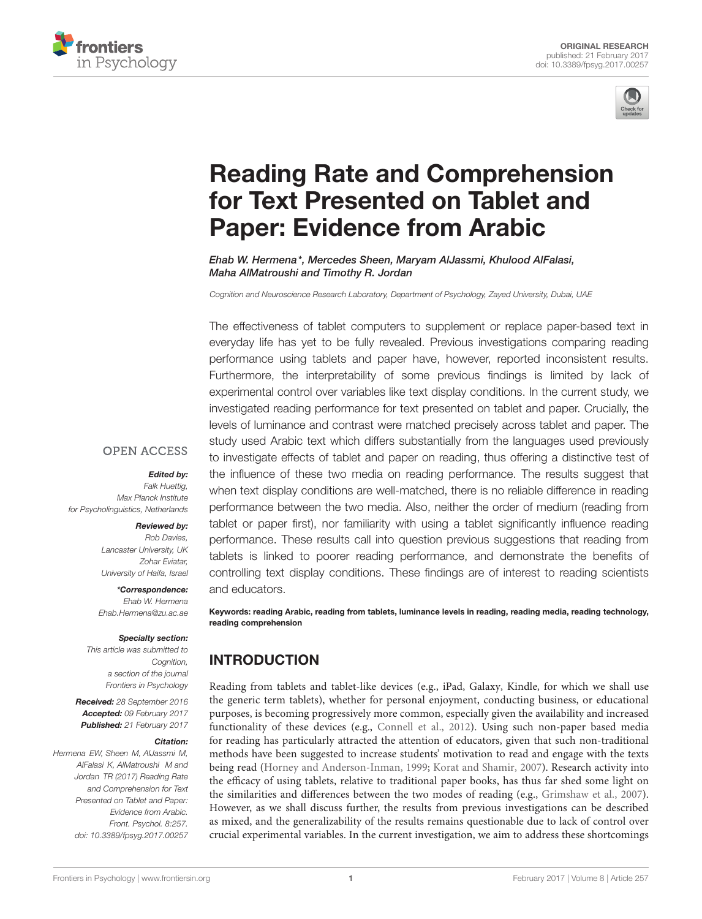# Reading Rate and Comprehension for Text Presented on Tablet and Paper: Evidence from Arabic

*Ehab W. Hermena\*, Mercedes Sheen, Maryam AlJassmi, Khulood AlFalasi, Maha AlMatroushi and Timothy R. Jordan*

*Cognition and Neuroscience Research Laboratory, Department of Psychology, Zayed University, Dubai, UAE*

The effectiveness of tablet computers to supplement or replace paper-based text in everyday life has yet to be fully revealed. Previous investigations comparing reading performance using tablets and paper have, however, reported inconsistent results. Furthermore, the interpretability of some previous findings is limited by lack of experimental control over variables like text display conditions. In the current study, we investigated reading performance for text presented on tablet and paper. Crucially, the levels of luminance and contrast were matched precisely across tablet and paper. The study used Arabic text which differs substantially from the languages used previously to investigate effects of tablet and paper on reading, thus offering a distinctive test of the influence of these two media on reading performance. The results suggest that when text display conditions are well-matched, there is no reliable difference in reading performance between the two media. Also, neither the order of medium (reading from tablet or paper first), nor familiarity with using a tablet significantly influence reading performance. These results call into question previous suggestions that reading from tablets is linked to poorer reading performance, and demonstrate the benefits of controlling text display conditions. These findings are of interest to reading scientists and educators.

**Keywords: reading Arabic, reading from tablets, luminance levels in reading, reading media, reading technology, reading comprehension**

OPEN ACCESS

***Edited by:***
*Falk Huettig,*
*Max Planck Institute for Psycholinguistics, Netherlands*

***Reviewed by:***
*Rob Davies,*
*Lancaster University, UK*
*Zohar Eviatar,*
*University of Haifa, Israel*

***\*Correspondence:***
*Ehab W. Hermena*
*Ehab.Hermena@zu.ac.ae*

***Specialty section:***
*This article was submitted to Cognition, a section of the journal Frontiers in Psychology*

***Received:*** *28 September 2016*
***Accepted:*** *09 February 2017*
***Published:*** *21 February 2017*

***Citation:***
*Hermena EW, Sheen M, AlJassmi M, AlFalasi K, AlMatroushi M and Jordan TR (2017) Reading Rate and Comprehension for Text Presented on Tablet and Paper: Evidence from Arabic. Front. Psychol. 8:257. doi: 10.3389/fpsyg.2017.00257*

## INTRODUCTION

Reading from tablets and tablet-like devices (e.g., iPad, Galaxy, Kindle, for which we shall use the generic term tablets), whether for personal enjoyment, conducting business, or educational purposes, is becoming progressively more common, especially given the availability and increased functionality of these devices (e.g., Connell et al., 2012). Using such non-paper based media for reading has particularly attracted the attention of educators, given that such non-traditional methods have been suggested to increase students' motivation to read and engage with the texts being read (Horney and Anderson-Inman, 1999; Korat and Shamir, 2007). Research activity into the efficacy of using tablets, relative to traditional paper books, has thus far shed some light on the similarities and differences between the two modes of reading (e.g., Grimshaw et al., 2007). However, as we shall discuss further, the results from previous investigations can be described as mixed, and the generalizability of the results remains questionable due to lack of control over crucial experimental variables. In the current investigation, we aim to address these shortcomings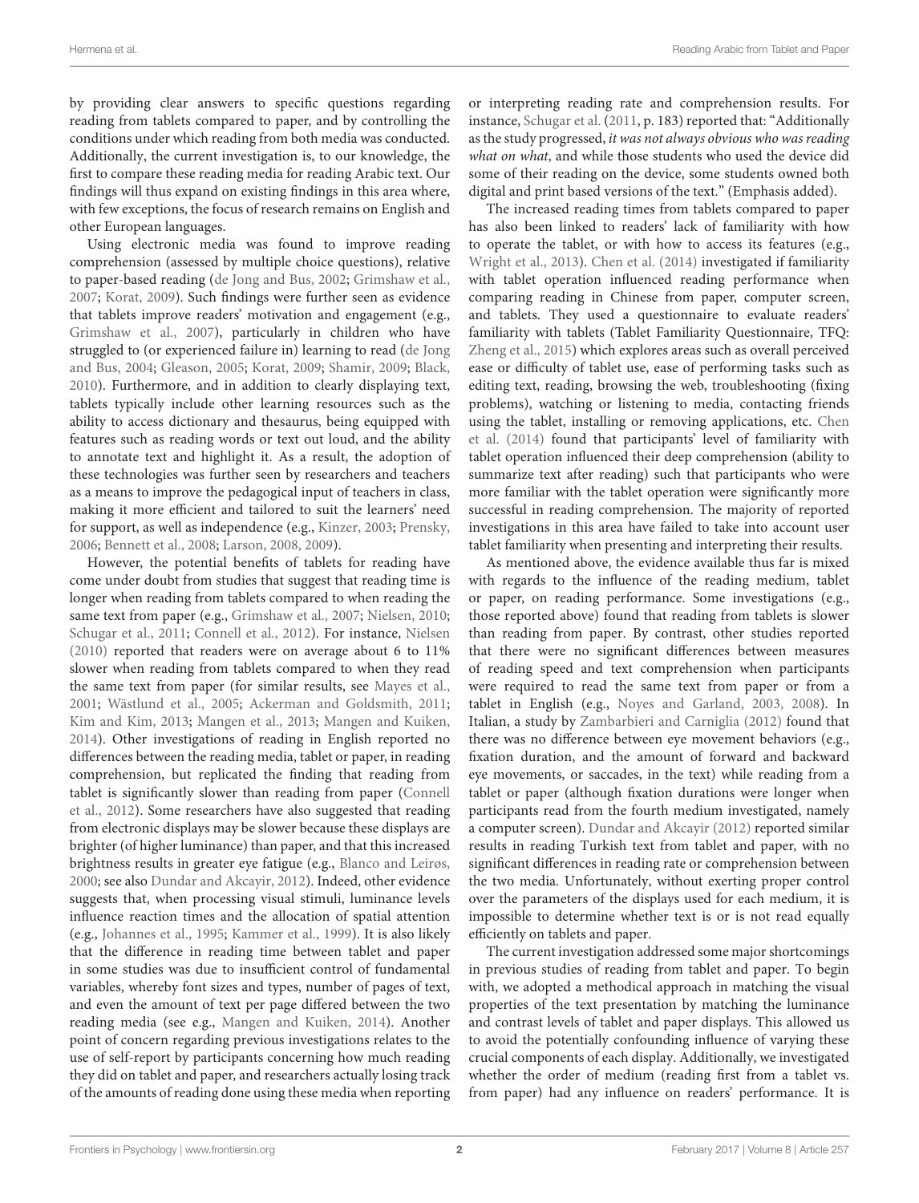by providing clear answers to specific questions regarding reading from tablets compared to paper, and by controlling the conditions under which reading from both media was conducted. Additionally, the current investigation is, to our knowledge, the first to compare these reading media for reading Arabic text. Our findings will thus expand on existing findings in this area where, with few exceptions, the focus of research remains on English and other European languages.

Using electronic media was found to improve reading comprehension (assessed by multiple choice questions), relative to paper-based reading (de Jong and Bus, 2002; Grimshaw et al., 2007; Korat, 2009). Such findings were further seen as evidence that tablets improve readers' motivation and engagement (e.g., Grimshaw et al., 2007), particularly in children who have struggled to (or experienced failure in) learning to read (de Jong and Bus, 2004; Gleason, 2005; Korat, 2009; Shamir, 2009; Black, 2010). Furthermore, and in addition to clearly displaying text, tablets typically include other learning resources such as the ability to access dictionary and thesaurus, being equipped with features such as reading words or text out loud, and the ability to annotate text and highlight it. As a result, the adoption of these technologies was further seen by researchers and teachers as a means to improve the pedagogical input of teachers in class, making it more efficient and tailored to suit the learners' need for support, as well as independence (e.g., Kinzer, 2003; Prensky, 2006; Bennett et al., 2008; Larson, 2008, 2009).

However, the potential benefits of tablets for reading have come under doubt from studies that suggest that reading time is longer when reading from tablets compared to when reading the same text from paper (e.g., Grimshaw et al., 2007; Nielsen, 2010; Schugar et al., 2011; Connell et al., 2012). For instance, Nielsen (2010) reported that readers were on average about 6 to 11% slower when reading from tablets compared to when they read the same text from paper (for similar results, see Mayes et al., 2001; Wästlund et al., 2005; Ackerman and Goldsmith, 2011; Kim and Kim, 2013; Mangen et al., 2013; Mangen and Kuiken, 2014). Other investigations of reading in English reported no differences between the reading media, tablet or paper, in reading comprehension, but replicated the finding that reading from tablet is significantly slower than reading from paper (Connell et al., 2012). Some researchers have also suggested that reading from electronic displays may be slower because these displays are brighter (of higher luminance) than paper, and that this increased brightness results in greater eye fatigue (e.g., Blanco and Leirøs, 2000; see also Dundar and Akcayir, 2012). Indeed, other evidence suggests that, when processing visual stimuli, luminance levels influence reaction times and the allocation of spatial attention (e.g., Johannes et al., 1995; Kammer et al., 1999). It is also likely that the difference in reading time between tablet and paper in some studies was due to insufficient control of fundamental variables, whereby font sizes and types, number of pages of text, and even the amount of text per page differed between the two reading media (see e.g., Mangen and Kuiken, 2014). Another point of concern regarding previous investigations relates to the use of self-report by participants concerning how much reading they did on tablet and paper, and researchers actually losing track of the amounts of reading done using these media when reporting or interpreting reading rate and comprehension results. For instance, Schugar et al. (2011, p. 183) reported that: "Additionally as the study progressed, *it was not always obvious who was reading what on what*, and while those students who used the device did some of their reading on the device, some students owned both digital and print based versions of the text." (Emphasis added).

The increased reading times from tablets compared to paper has also been linked to readers' lack of familiarity with how to operate the tablet, or with how to access its features (e.g., Wright et al., 2013). Chen et al. (2014) investigated if familiarity with tablet operation influenced reading performance when comparing reading in Chinese from paper, computer screen, and tablets. They used a questionnaire to evaluate readers' familiarity with tablets (Tablet Familiarity Questionnaire, TFQ: Zheng et al., 2015) which explores areas such as overall perceived ease or difficulty of tablet use, ease of performing tasks such as editing text, reading, browsing the web, troubleshooting (fixing problems), watching or listening to media, contacting friends using the tablet, installing or removing applications, etc. Chen et al. (2014) found that participants' level of familiarity with tablet operation influenced their deep comprehension (ability to summarize text after reading) such that participants who were more familiar with the tablet operation were significantly more successful in reading comprehension. The majority of reported investigations in this area have failed to take into account user tablet familiarity when presenting and interpreting their results.

As mentioned above, the evidence available thus far is mixed with regards to the influence of the reading medium, tablet or paper, on reading performance. Some investigations (e.g., those reported above) found that reading from tablets is slower than reading from paper. By contrast, other studies reported that there were no significant differences between measures of reading speed and text comprehension when participants were required to read the same text from paper or from a tablet in English (e.g., Noyes and Garland, 2003, 2008). In Italian, a study by Zambarbieri and Carniglia (2012) found that there was no difference between eye movement behaviors (e.g., fixation duration, and the amount of forward and backward eye movements, or saccades, in the text) while reading from a tablet or paper (although fixation durations were longer when participants read from the fourth medium investigated, namely a computer screen). Dundar and Akcayir (2012) reported similar results in reading Turkish text from tablet and paper, with no significant differences in reading rate or comprehension between the two media. Unfortunately, without exerting proper control over the parameters of the displays used for each medium, it is impossible to determine whether text is or is not read equally efficiently on tablets and paper.

The current investigation addressed some major shortcomings in previous studies of reading from tablet and paper. To begin with, we adopted a methodical approach in matching the visual properties of the text presentation by matching the luminance and contrast levels of tablet and paper displays. This allowed us to avoid the potentially confounding influence of varying these crucial components of each display. Additionally, we investigated whether the order of medium (reading first from a tablet vs. from paper) had any influence on readers' performance. It is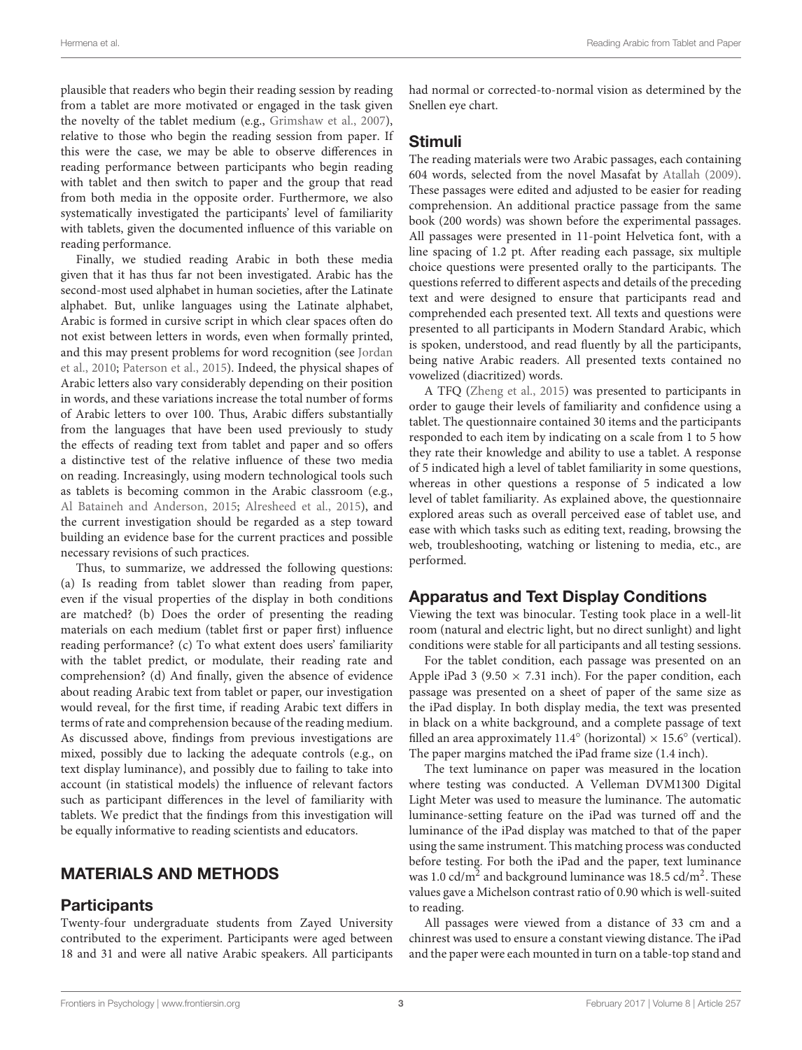plausible that readers who begin their reading session by reading from a tablet are more motivated or engaged in the task given the novelty of the tablet medium (e.g., Grimshaw et al., 2007), relative to those who begin the reading session from paper. If this were the case, we may be able to observe differences in reading performance between participants who begin reading with tablet and then switch to paper and the group that read from both media in the opposite order. Furthermore, we also systematically investigated the participants' level of familiarity with tablets, given the documented influence of this variable on reading performance.

Finally, we studied reading Arabic in both these media given that it has thus far not been investigated. Arabic has the second-most used alphabet in human societies, after the Latinate alphabet. But, unlike languages using the Latinate alphabet, Arabic is formed in cursive script in which clear spaces often do not exist between letters in words, even when formally printed, and this may present problems for word recognition (see Jordan et al., 2010; Paterson et al., 2015). Indeed, the physical shapes of Arabic letters also vary considerably depending on their position in words, and these variations increase the total number of forms of Arabic letters to over 100. Thus, Arabic differs substantially from the languages that have been used previously to study the effects of reading text from tablet and paper and so offers a distinctive test of the relative influence of these two media on reading. Increasingly, using modern technological tools such as tablets is becoming common in the Arabic classroom (e.g., Al Bataineh and Anderson, 2015; Alresheed et al., 2015), and the current investigation should be regarded as a step toward building an evidence base for the current practices and possible necessary revisions of such practices.

Thus, to summarize, we addressed the following questions: (a) Is reading from tablet slower than reading from paper, even if the visual properties of the display in both conditions are matched? (b) Does the order of presenting the reading materials on each medium (tablet first or paper first) influence reading performance? (c) To what extent does users' familiarity with the tablet predict, or modulate, their reading rate and comprehension? (d) And finally, given the absence of evidence about reading Arabic text from tablet or paper, our investigation would reveal, for the first time, if reading Arabic text differs in terms of rate and comprehension because of the reading medium. As discussed above, findings from previous investigations are mixed, possibly due to lacking the adequate controls (e.g., on text display luminance), and possibly due to failing to take into account (in statistical models) the influence of relevant factors such as participant differences in the level of familiarity with tablets. We predict that the findings from this investigation will be equally informative to reading scientists and educators.

## MATERIALS AND METHODS

### Participants

Twenty-four undergraduate students from Zayed University contributed to the experiment. Participants were aged between 18 and 31 and were all native Arabic speakers. All participants had normal or corrected-to-normal vision as determined by the Snellen eye chart.

### Stimuli

The reading materials were two Arabic passages, each containing 604 words, selected from the novel Masafat by Atallah (2009). These passages were edited and adjusted to be easier for reading comprehension. An additional practice passage from the same book (200 words) was shown before the experimental passages. All passages were presented in 11-point Helvetica font, with a line spacing of 1.2 pt. After reading each passage, six multiple choice questions were presented orally to the participants. The questions referred to different aspects and details of the preceding text and were designed to ensure that participants read and comprehended each presented text. All texts and questions were presented to all participants in Modern Standard Arabic, which is spoken, understood, and read fluently by all the participants, being native Arabic readers. All presented texts contained no vowelized (diacritized) words.

A TFQ (Zheng et al., 2015) was presented to participants in order to gauge their levels of familiarity and confidence using a tablet. The questionnaire contained 30 items and the participants responded to each item by indicating on a scale from 1 to 5 how they rate their knowledge and ability to use a tablet. A response of 5 indicated high a level of tablet familiarity in some questions, whereas in other questions a response of 5 indicated a low level of tablet familiarity. As explained above, the questionnaire explored areas such as overall perceived ease of tablet use, and ease with which tasks such as editing text, reading, browsing the web, troubleshooting, watching or listening to media, etc., are performed.

### Apparatus and Text Display Conditions

Viewing the text was binocular. Testing took place in a well-lit room (natural and electric light, but no direct sunlight) and light conditions were stable for all participants and all testing sessions.

For the tablet condition, each passage was presented on an Apple iPad 3 (9.50 × 7.31 inch). For the paper condition, each passage was presented on a sheet of paper of the same size as the iPad display. In both display media, the text was presented in black on a white background, and a complete passage of text filled an area approximately 11.4° (horizontal) × 15.6° (vertical). The paper margins matched the iPad frame size (1.4 inch).

The text luminance on paper was measured in the location where testing was conducted. A Velleman DVM1300 Digital Light Meter was used to measure the luminance. The automatic luminance-setting feature on the iPad was turned off and the luminance of the iPad display was matched to that of the paper using the same instrument. This matching process was conducted before testing. For both the iPad and the paper, text luminance was 1.0 cd/m$^2$ and background luminance was 18.5 cd/m$^2$. These values gave a Michelson contrast ratio of 0.90 which is well-suited to reading.

All passages were viewed from a distance of 33 cm and a chinrest was used to ensure a constant viewing distance. The iPad and the paper were each mounted in turn on a table-top stand and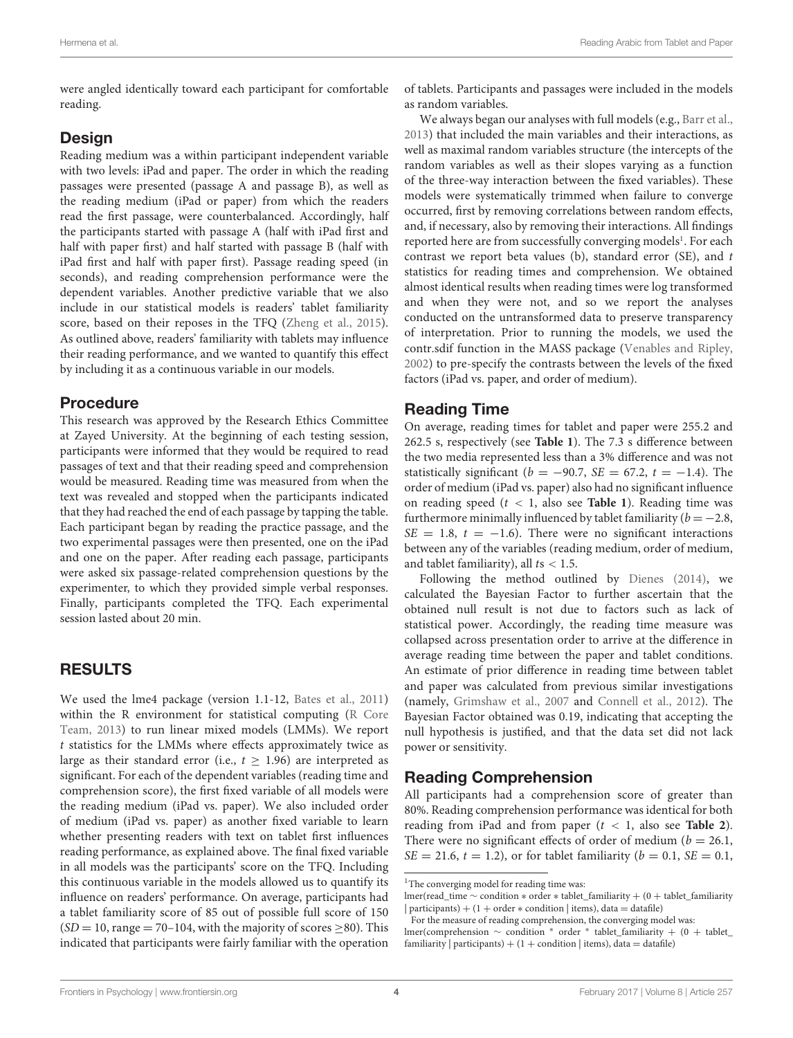were angled identically toward each participant for comfortable reading.

## Design

Reading medium was a within participant independent variable with two levels: iPad and paper. The order in which the reading passages were presented (passage A and passage B), as well as the reading medium (iPad or paper) from which the readers read the first passage, were counterbalanced. Accordingly, half the participants started with passage A (half with iPad first and half with paper first) and half started with passage B (half with iPad first and half with paper first). Passage reading speed (in seconds), and reading comprehension performance were the dependent variables. Another predictive variable that we also include in our statistical models is readers' tablet familiarity score, based on their reposes in the TFQ (Zheng et al., 2015). As outlined above, readers' familiarity with tablets may influence their reading performance, and we wanted to quantify this effect by including it as a continuous variable in our models.

## Procedure

This research was approved by the Research Ethics Committee at Zayed University. At the beginning of each testing session, participants were informed that they would be required to read passages of text and that their reading speed and comprehension would be measured. Reading time was measured from when the text was revealed and stopped when the participants indicated that they had reached the end of each passage by tapping the table. Each participant began by reading the practice passage, and the two experimental passages were then presented, one on the iPad and one on the paper. After reading each passage, participants were asked six passage-related comprehension questions by the experimenter, to which they provided simple verbal responses. Finally, participants completed the TFQ. Each experimental session lasted about 20 min.

# RESULTS

We used the lme4 package (version 1.1-12, Bates et al., 2011) within the R environment for statistical computing (R Core Team, 2013) to run linear mixed models (LMMs). We report *t* statistics for the LMMs where effects approximately twice as large as their standard error (i.e., $t \geq 1.96$) are interpreted as significant. For each of the dependent variables (reading time and comprehension score), the first fixed variable of all models were the reading medium (iPad vs. paper). We also included order of medium (iPad vs. paper) as another fixed variable to learn whether presenting readers with text on tablet first influences reading performance, as explained above. The final fixed variable in all models was the participants' score on the TFQ. Including this continuous variable in the models allowed us to quantify its influence on readers' performance. On average, participants had a tablet familiarity score of 85 out of possible full score of 150 ($SD = 10$, range = 70–104, with the majority of scores ≥80). This indicated that participants were fairly familiar with the operation of tablets. Participants and passages were included in the models as random variables.

We always began our analyses with full models (e.g., Barr et al., 2013) that included the main variables and their interactions, as well as maximal random variables structure (the intercepts of the random variables as well as their slopes varying as a function of the three-way interaction between the fixed variables). These models were systematically trimmed when failure to converge occurred, first by removing correlations between random effects, and, if necessary, also by removing their interactions. All findings reported here are from successfully converging models[1]. For each contrast we report beta values (b), standard error (SE), and *t* statistics for reading times and comprehension. We obtained almost identical results when reading times were log transformed and when they were not, and so we report the analyses conducted on the untransformed data to preserve transparency of interpretation. Prior to running the models, we used the contr.sdif function in the MASS package (Venables and Ripley, 2002) to pre-specify the contrasts between the levels of the fixed factors (iPad vs. paper, and order of medium).

## Reading Time

On average, reading times for tablet and paper were 255.2 and 262.5 s, respectively (see **Table 1**). The 7.3 s difference between the two media represented less than a 3% difference and was not statistically significant ($b = -90.7$, $SE = 67.2$, $t = -1.4$). The order of medium (iPad vs. paper) also had no significant influence on reading speed ($t < 1$, also see **Table 1**). Reading time was furthermore minimally influenced by tablet familiarity ($b = -2.8$, $SE = 1.8$, $t = -1.6$). There were no significant interactions between any of the variables (reading medium, order of medium, and tablet familiarity), all $t$s $< 1.5$.

Following the method outlined by Dienes (2014), we calculated the Bayesian Factor to further ascertain that the obtained null result is not due to factors such as lack of statistical power. Accordingly, the reading time measure was collapsed across presentation order to arrive at the difference in average reading time between the paper and tablet conditions. An estimate of prior difference in reading time between tablet and paper was calculated from previous similar investigations (namely, Grimshaw et al., 2007 and Connell et al., 2012). The Bayesian Factor obtained was 0.19, indicating that accepting the null hypothesis is justified, and that the data set did not lack power or sensitivity.

## Reading Comprehension

All participants had a comprehension score of greater than 80%. Reading comprehension performance was identical for both reading from iPad and from paper ($t < 1$, also see **Table 2**). There were no significant effects of order of medium ($b = 26.1$, $SE = 21.6$, $t = 1.2$), or for tablet familiarity ($b = 0.1$, $SE = 0.1$,

---

[1]The converging model for reading time was:
lmer(read_time ~ condition * order * tablet_familiarity + (0 + tablet_familiarity | participants) + (1 + order * condition | items), data = datafile)

For the measure of reading comprehension, the converging model was:
lmer(comprehension ~ condition * order * tablet_familiarity + (0 + tablet_familiarity | participants) + (1 + condition | items), data = datafile)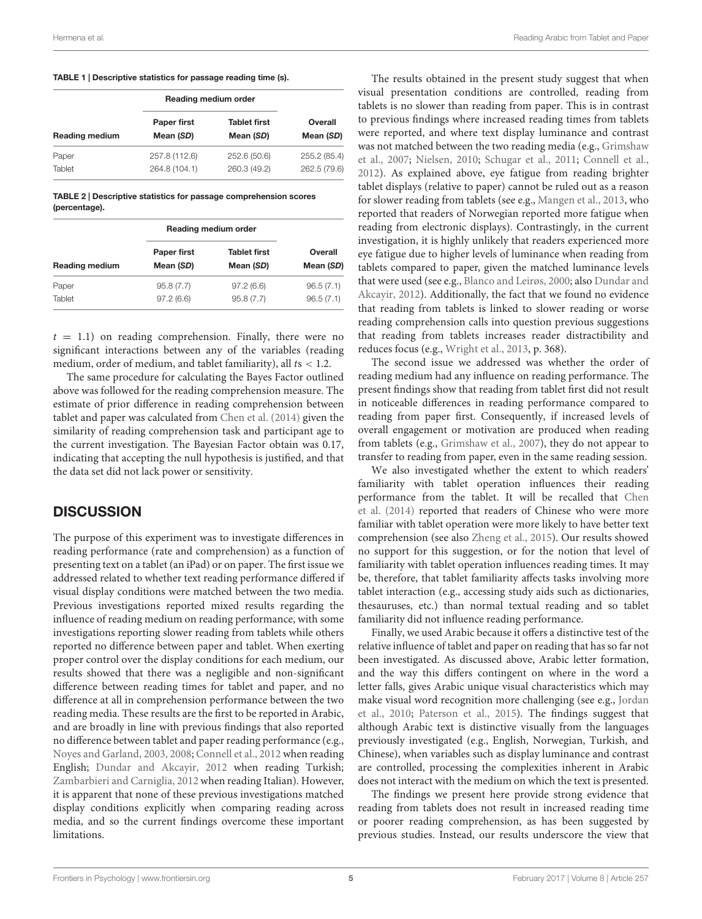**TABLE 1 | Descriptive statistics for passage reading time (s).**

| Reading medium | Reading medium order | | Overall Mean (*SD*) |
|---|---|---|---|
| | Paper first Mean (*SD*) | Tablet first Mean (*SD*) | |
| Paper | 257.8 (112.6) | 252.6 (50.6) | 255.2 (85.4) |
| Tablet | 264.8 (104.1) | 260.3 (49.2) | 262.5 (79.6) |

**TABLE 2 | Descriptive statistics for passage comprehension scores (percentage).**

| Reading medium | Reading medium order | | Overall Mean (*SD*) |
|---|---|---|---|
| | Paper first Mean (*SD*) | Tablet first Mean (*SD*) | |
| Paper | 95.8 (7.7) | 97.2 (6.6) | 96.5 (7.1) |
| Tablet | 97.2 (6.6) | 95.8 (7.7) | 96.5 (7.1) |

$t = 1.1$) on reading comprehension. Finally, there were no significant interactions between any of the variables (reading medium, order of medium, and tablet familiarity), all $ts < 1.2$.

The same procedure for calculating the Bayes Factor outlined above was followed for the reading comprehension measure. The estimate of prior difference in reading comprehension between tablet and paper was calculated from Chen et al. (2014) given the similarity of reading comprehension task and participant age to the current investigation. The Bayesian Factor obtain was 0.17, indicating that accepting the null hypothesis is justified, and that the data set did not lack power or sensitivity.

## DISCUSSION

The purpose of this experiment was to investigate differences in reading performance (rate and comprehension) as a function of presenting text on a tablet (an iPad) or on paper. The first issue we addressed related to whether text reading performance differed if visual display conditions were matched between the two media. Previous investigations reported mixed results regarding the influence of reading medium on reading performance, with some investigations reporting slower reading from tablets while others reported no difference between paper and tablet. When exerting proper control over the display conditions for each medium, our results showed that there was a negligible and non-significant difference between reading times for tablet and paper, and no difference at all in comprehension performance between the two reading media. These results are the first to be reported in Arabic, and are broadly in line with previous findings that also reported no difference between tablet and paper reading performance (e.g., Noyes and Garland, 2003, 2008; Connell et al., 2012 when reading English; Dundar and Akcayir, 2012 when reading Turkish; Zambarbieri and Carniglia, 2012 when reading Italian). However, it is apparent that none of these previous investigations matched display conditions explicitly when comparing reading across media, and so the current findings overcome these important limitations.

The results obtained in the present study suggest that when visual presentation conditions are controlled, reading from tablets is no slower than reading from paper. This is in contrast to previous findings where increased reading times from tablets were reported, and where text display luminance and contrast was not matched between the two reading media (e.g., Grimshaw et al., 2007; Nielsen, 2010; Schugar et al., 2011; Connell et al., 2012). As explained above, eye fatigue from reading brighter tablet displays (relative to paper) cannot be ruled out as a reason for slower reading from tablets (see e.g., Mangen et al., 2013, who reported that readers of Norwegian reported more fatigue when reading from electronic displays). Contrastingly, in the current investigation, it is highly unlikely that readers experienced more eye fatigue due to higher levels of luminance when reading from tablets compared to paper, given the matched luminance levels that were used (see e.g., Blanco and Leirøs, 2000; also Dundar and Akcayir, 2012). Additionally, the fact that we found no evidence that reading from tablets is linked to slower reading or worse reading comprehension calls into question previous suggestions that reading from tablets increases reader distractibility and reduces focus (e.g., Wright et al., 2013, p. 368).

The second issue we addressed was whether the order of reading medium had any influence on reading performance. The present findings show that reading from tablet first did not result in noticeable differences in reading performance compared to reading from paper first. Consequently, if increased levels of overall engagement or motivation are produced when reading from tablets (e.g., Grimshaw et al., 2007), they do not appear to transfer to reading from paper, even in the same reading session.

We also investigated whether the extent to which readers' familiarity with tablet operation influences their reading performance from the tablet. It will be recalled that Chen et al. (2014) reported that readers of Chinese who were more familiar with tablet operation were more likely to have better text comprehension (see also Zheng et al., 2015). Our results showed no support for this suggestion, or for the notion that level of familiarity with tablet operation influences reading times. It may be, therefore, that tablet familiarity affects tasks involving more tablet interaction (e.g., accessing study aids such as dictionaries, thesauruses, etc.) than normal textual reading and so tablet familiarity did not influence reading performance.

Finally, we used Arabic because it offers a distinctive test of the relative influence of tablet and paper on reading that has so far not been investigated. As discussed above, Arabic letter formation, and the way this differs contingent on where in the word a letter falls, gives Arabic unique visual characteristics which may make visual word recognition more challenging (see e.g., Jordan et al., 2010; Paterson et al., 2015). The findings suggest that although Arabic text is distinctive visually from the languages previously investigated (e.g., English, Norwegian, Turkish, and Chinese), when variables such as display luminance and contrast are controlled, processing the complexities inherent in Arabic does not interact with the medium on which the text is presented.

The findings we present here provide strong evidence that reading from tablets does not result in increased reading time or poorer reading comprehension, as has been suggested by previous studies. Instead, our results underscore the view that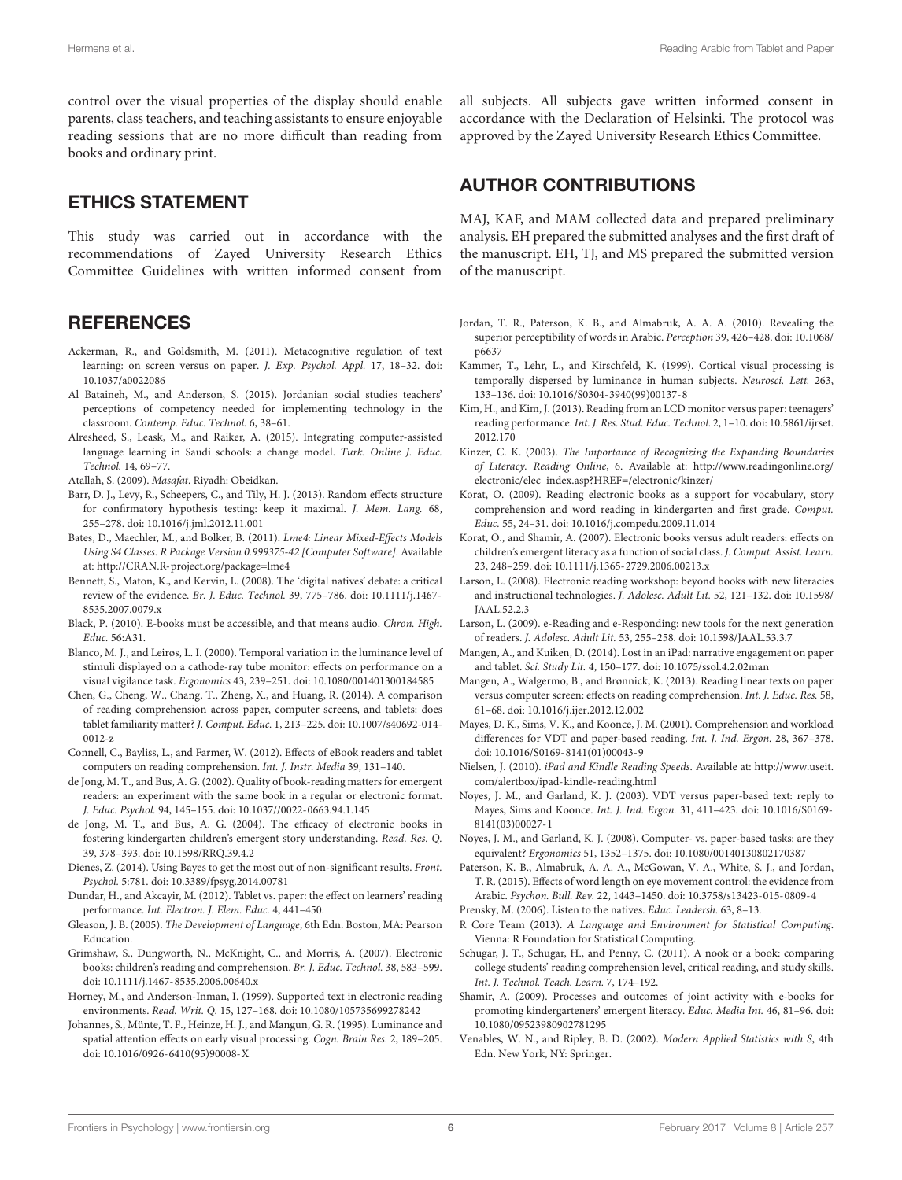control over the visual properties of the display should enable parents, class teachers, and teaching assistants to ensure enjoyable reading sessions that are no more difficult than reading from books and ordinary print.

## ETHICS STATEMENT

This study was carried out in accordance with the recommendations of Zayed University Research Ethics Committee Guidelines with written informed consent from all subjects. All subjects gave written informed consent in accordance with the Declaration of Helsinki. The protocol was approved by the Zayed University Research Ethics Committee.

## AUTHOR CONTRIBUTIONS

MAJ, KAF, and MAM collected data and prepared preliminary analysis. EH prepared the submitted analyses and the first draft of the manuscript. EH, TJ, and MS prepared the submitted version of the manuscript.

## REFERENCES

Ackerman, R., and Goldsmith, M. (2011). Metacognitive regulation of text learning: on screen versus on paper. *J. Exp. Psychol. Appl.* 17, 18–32. doi: 10.1037/a0022086

Al Bataineh, M., and Anderson, S. (2015). Jordanian social studies teachers' perceptions of competency needed for implementing technology in the classroom. *Contemp. Educ. Technol.* 6, 38–61.

Alresheed, S., Leask, M., and Raiker, A. (2015). Integrating computer-assisted language learning in Saudi schools: a change model. *Turk. Online J. Educ. Technol.* 14, 69–77.

Atallah, S. (2009). *Masafat*. Riyadh: Obeidkan.

Barr, D. J., Levy, R., Scheepers, C., and Tily, H. J. (2013). Random effects structure for confirmatory hypothesis testing: keep it maximal. *J. Mem. Lang.* 68, 255–278. doi: 10.1016/j.jml.2012.11.001

Bates, D., Maechler, M., and Bolker, B. (2011). *Lme4: Linear Mixed-Effects Models Using S4 Classes. R Package Version 0.999375-42 [Computer Software]*. Available at: http://CRAN.R-project.org/package=lme4

Bennett, S., Maton, K., and Kervin, L. (2008). The 'digital natives' debate: a critical review of the evidence. *Br. J. Educ. Technol.* 39, 775–786. doi: 10.1111/j.1467-8535.2007.0079.x

Black, P. (2010). E-books must be accessible, and that means audio. *Chron. High. Educ.* 56:A31.

Blanco, M. J., and Leirøs, L. I. (2000). Temporal variation in the luminance level of stimuli displayed on a cathode-ray tube monitor: effects on performance on a visual vigilance task. *Ergonomics* 43, 239–251. doi: 10.1080/001401300184585

Chen, G., Cheng, W., Chang, T., Zheng, X., and Huang, R. (2014). A comparison of reading comprehension across paper, computer screens, and tablets: does tablet familiarity matter? *J. Comput. Educ.* 1, 213–225. doi: 10.1007/s40692-014-0012-z

Connell, C., Bayliss, L., and Farmer, W. (2012). Effects of eBook readers and tablet computers on reading comprehension. *Int. J. Instr. Media* 39, 131–140.

de Jong, M. T., and Bus, A. G. (2002). Quality of book-reading matters for emergent readers: an experiment with the same book in a regular or electronic format. *J. Educ. Psychol.* 94, 145–155. doi: 10.1037//0022-0663.94.1.145

de Jong, M. T., and Bus, A. G. (2004). The efficacy of electronic books in fostering kindergarten children's emergent story understanding. *Read. Res. Q.* 39, 378–393. doi: 10.1598/RRQ.39.4.2

Dienes, Z. (2014). Using Bayes to get the most out of non-significant results. *Front. Psychol.* 5:781. doi: 10.3389/fpsyg.2014.00781

Dundar, H., and Akcayir, M. (2012). Tablet vs. paper: the effect on learners' reading performance. *Int. Electron. J. Elem. Educ.* 4, 441–450.

Gleason, J. B. (2005). *The Development of Language*, 6th Edn. Boston, MA: Pearson Education.

Grimshaw, S., Dungworth, N., McKnight, C., and Morris, A. (2007). Electronic books: children's reading and comprehension. *Br. J. Educ. Technol.* 38, 583–599. doi: 10.1111/j.1467-8535.2006.00640.x

Horney, M., and Anderson-Inman, I. (1999). Supported text in electronic reading environments. *Read. Writ. Q.* 15, 127–168. doi: 10.1080/105735699278242

Johannes, S., Münte, T. F., Heinze, H. J., and Mangun, G. R. (1995). Luminance and spatial attention effects on early visual processing. *Cogn. Brain Res.* 2, 189–205. doi: 10.1016/0926-6410(95)90008-X

Jordan, T. R., Paterson, K. B., and Almabruk, A. A. A. (2010). Revealing the superior perceptibility of words in Arabic. *Perception* 39, 426–428. doi: 10.1068/p6637

Kammer, T., Lehr, L., and Kirschfeld, K. (1999). Cortical visual processing is temporally dispersed by luminance in human subjects. *Neurosci. Lett.* 263, 133–136. doi: 10.1016/S0304-3940(99)00137-8

Kim, H., and Kim, J. (2013). Reading from an LCD monitor versus paper: teenagers' reading performance. *Int. J. Res. Stud. Educ. Technol.* 2, 1–10. doi: 10.5861/ijrset.2012.170

Kinzer, C. K. (2003). *The Importance of Recognizing the Expanding Boundaries of Literacy. Reading Online*, 6. Available at: http://www.readingonline.org/electronic/elec_index.asp?HREF=/electronic/kinzer/

Korat, O. (2009). Reading electronic books as a support for vocabulary, story comprehension and word reading in kindergarten and first grade. *Comput. Educ.* 55, 24–31. doi: 10.1016/j.compedu.2009.11.014

Korat, O., and Shamir, A. (2007). Electronic books versus adult readers: effects on children's emergent literacy as a function of social class. *J. Comput. Assist. Learn.* 23, 248–259. doi: 10.1111/j.1365-2729.2006.00213.x

Larson, L. (2008). Electronic reading workshop: beyond books with new literacies and instructional technologies. *J. Adolesc. Adult Lit.* 52, 121–132. doi: 10.1598/JAAL.52.2.3

Larson, L. (2009). e-Reading and e-Responding: new tools for the next generation of readers. *J. Adolesc. Adult Lit.* 53, 255–258. doi: 10.1598/JAAL.53.3.7

Mangen, A., and Kuiken, D. (2014). Lost in an iPad: narrative engagement on paper and tablet. *Sci. Study Lit.* 4, 150–177. doi: 10.1075/ssol.4.2.02man

Mangen, A., Walgermo, B., and Brønnick, K. (2013). Reading linear texts on paper versus computer screen: effects on reading comprehension. *Int. J. Educ. Res.* 58, 61–68. doi: 10.1016/j.ijer.2012.12.002

Mayes, D. K., Sims, V. K., and Koonce, J. M. (2001). Comprehension and workload differences for VDT and paper-based reading. *Int. J. Ind. Ergon.* 28, 367–378. doi: 10.1016/S0169-8141(01)00043-9

Nielsen, J. (2010). *iPad and Kindle Reading Speeds*. Available at: http://www.useit.com/alertbox/ipad-kindle-reading.html

Noyes, J. M., and Garland, K. J. (2003). VDT versus paper-based text: reply to Mayes, Sims and Koonce. *Int. J. Ind. Ergon.* 31, 411–423. doi: 10.1016/S0169-8141(03)00027-1

Noyes, J. M., and Garland, K. J. (2008). Computer- vs. paper-based tasks: are they equivalent? *Ergonomics* 51, 1352–1375. doi: 10.1080/00140130802170387

Paterson, K. B., Almabruk, A. A. A., McGowan, V. A., White, S. J., and Jordan, T. R. (2015). Effects of word length on eye movement control: the evidence from Arabic. *Psychon. Bull. Rev.* 22, 1443–1450. doi: 10.3758/s13423-015-0809-4

Prensky, M. (2006). Listen to the natives. *Educ. Leadersh.* 63, 8–13.

R Core Team (2013). *A Language and Environment for Statistical Computing*. Vienna: R Foundation for Statistical Computing.

Schugar, J. T., Schugar, H., and Penny, C. (2011). A nook or a book: comparing college students' reading comprehension level, critical reading, and study skills. *Int. J. Technol. Teach. Learn.* 7, 174–192.

Shamir, A. (2009). Processes and outcomes of joint activity with e-books for promoting kindergarteners' emergent literacy. *Educ. Media Int.* 46, 81–96. doi: 10.1080/09523980902781295

Venables, W. N., and Ripley, B. D. (2002). *Modern Applied Statistics with S*, 4th Edn. New York, NY: Springer.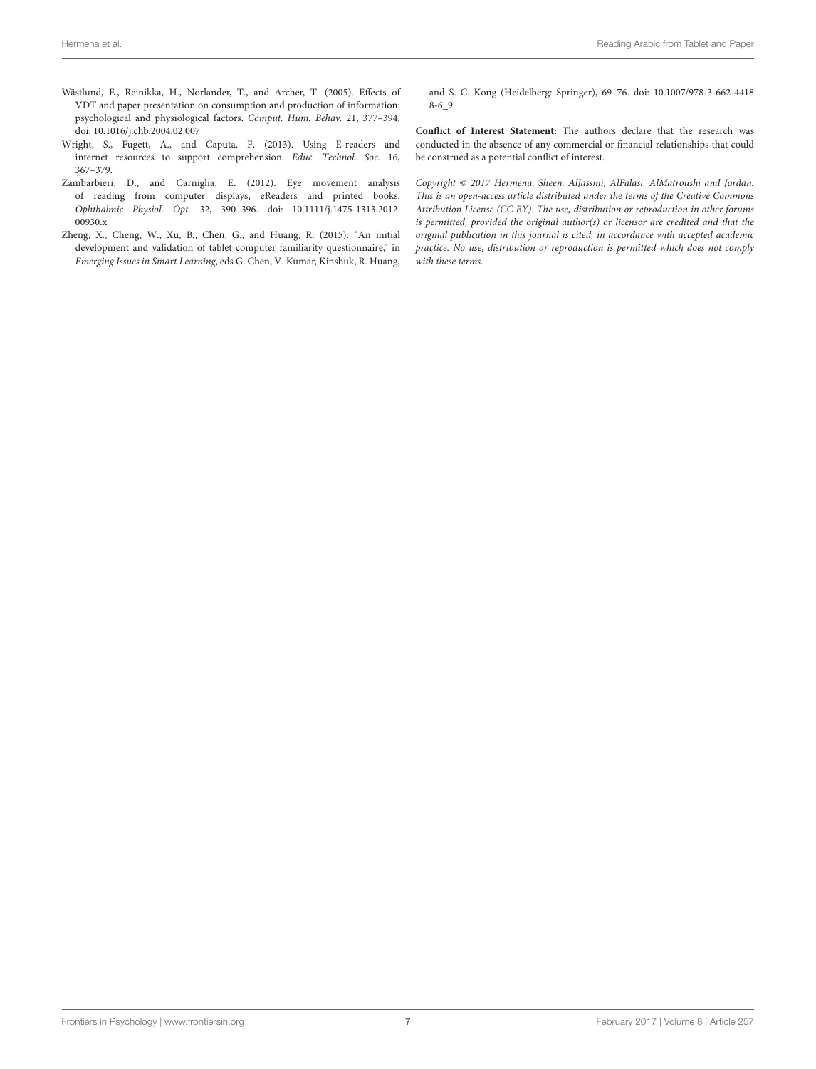Wästlund, E., Reinikka, H., Norlander, T., and Archer, T. (2005). Effects of VDT and paper presentation on consumption and production of information: psychological and physiological factors. *Comput. Hum. Behav.* 21, 377–394. doi: 10.1016/j.chb.2004.02.007

Wright, S., Fugett, A., and Caputa, F. (2013). Using E-readers and internet resources to support comprehension. *Educ. Technol. Soc.* 16, 367–379.

Zambarbieri, D., and Carniglia, E. (2012). Eye movement analysis of reading from computer displays, eReaders and printed books. *Ophthalmic Physiol. Opt.* 32, 390–396. doi: 10.1111/j.1475-1313.2012.00930.x

Zheng, X., Cheng, W., Xu, B., Chen, G., and Huang, R. (2015). "An initial development and validation of tablet computer familiarity questionnaire," in *Emerging Issues in Smart Learning*, eds G. Chen, V. Kumar, Kinshuk, R. Huang, and S. C. Kong (Heidelberg: Springer), 69–76. doi: 10.1007/978-3-662-44188-6_9

**Conflict of Interest Statement:** The authors declare that the research was conducted in the absence of any commercial or financial relationships that could be construed as a potential conflict of interest.

*Copyright © 2017 Hermena, Sheen, AlJassmi, AlFalasi, AlMatroushi and Jordan. This is an open-access article distributed under the terms of the Creative Commons Attribution License (CC BY). The use, distribution or reproduction in other forums is permitted, provided the original author(s) or licensor are credited and that the original publication in this journal is cited, in accordance with accepted academic practice. No use, distribution or reproduction is permitted which does not comply with these terms.*